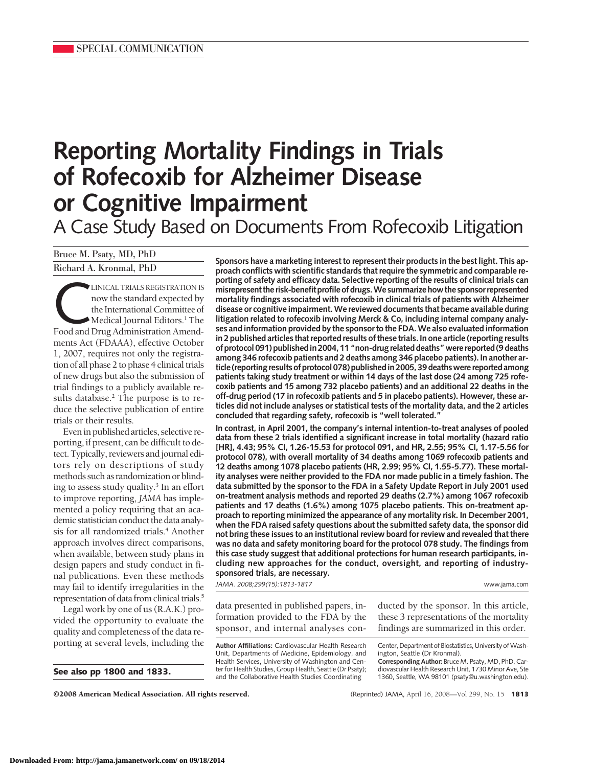SPECIAL COMMUNICATION

# Reporting Mortality Findings in Trials of Rofecoxib for Alzheimer Disease or Cognitive Impairment

## A Case Study Based on Documents From Rofecoxib Litigation

Bruce M. Psaty, MD, PhD

Richard A. Kronmal, PhD

**Sponsors have a marketing interest to represent their products in the best light. This approach conflicts with scientific standards that require the symmetric and comparable reporting of safety and efficacy data. Selective reporting of the results of clinical trials can misrepresent the risk-benefit profile of drugs. We summarize how the sponsor represented mortality findings associated with rofecoxib in clinical trials of patients with Alzheimer disease or cognitive impairment. We reviewed documents that became available during litigation related to rofecoxib involving Merck & Co, including internal company analyses and information provided by the sponsor to the FDA. We also evaluated information in 2 published articles that reported results of these trials. In one article (reporting results of protocol 091) published in 2004, 11 "non-drug related deaths" were reported (9 deaths among 346 rofecoxib patients and 2 deaths among 346 placebo patients). In another article (reporting results of protocol 078) published in 2005, 39 deaths were reported among patients taking study treatment or within 14 days of the last dose (24 among 725 rofecoxib patients and 15 among 732 placebo patients) and an additional 22 deaths in the off-drug period (17 in rofecoxib patients and 5 in placebo patients). However, these articles did not include analyses or statistical tests of the mortality data, and the 2 articles concluded that regarding safety, rofecoxib is "well tolerated."**

**In contrast, in April 2001, the company's internal intention-to-treat analyses of pooled data from these 2 trials identified a significant increase in total mortality (hazard ratio [HR], 4.43; 95% CI, 1.26-15.53 for protocol 091, and HR, 2.55; 95% CI, 1.17-5.56 for protocol 078), with overall mortality of 34 deaths among 1069 rofecoxib patients and 12 deaths among 1078 placebo patients (HR, 2.99; 95% CI, 1.55-5.77). These mortality analyses were neither provided to the FDA nor made public in a timely fashion. The data submitted by the sponsor to the FDA in a Safety Update Report in July 2001 used on-treatment analysis methods and reported 29 deaths (2.7%) among 1067 rofecoxib patients and 17 deaths (1.6%) among 1075 placebo patients. This on-treatment approach to reporting minimized the appearance of any mortality risk. In December 2001, when the FDA raised safety questions about the submitted safety data, the sponsor did not bring these issues to an institutional review board for review and revealed that there was no data and safety monitoring board for the protocol 078 study. The findings from this case study suggest that additional protections for human research participants, including new approaches for the conduct, oversight, and reporting of industry-sponsored trials, are necessary.**

*JAMA. 2008;299(15):1813-1817*

CLINICAL TRIALS REGISTRATION IS now the standard expected by the International Committee of Medical Journal Editors.[1] The Food and Drug Administration Amendments Act (FDAAA), effective October 1, 2007, requires not only the registration of all phase 2 to phase 4 clinical trials of new drugs but also the submission of trial findings to a publicly available results database.[2] The purpose is to reduce the selective publication of entire trials or their results.

Even in published articles, selective reporting, if present, can be difficult to detect. Typically, reviewers and journal editors rely on descriptions of study methods such as randomization or blinding to assess study quality.[3] In an effort to improve reporting, *JAMA* has implemented a policy requiring that an academic statistician conduct the data analysis for all randomized trials.[4] Another approach involves direct comparisons, when available, between study plans in design papers and study conduct in final publications. Even these methods may fail to identify irregularities in the representation of data from clinical trials.[5]

Legal work by one of us (R.A.K.) provided the opportunity to evaluate the quality and completeness of the data reporting at several levels, including the data presented in published papers, information provided to the FDA by the sponsor, and internal analyses conducted by the sponsor. In this article, these 3 representations of the mortality findings are summarized in this order.

**See also pp 1800 and 1833.**

**Author Affiliations:** Cardiovascular Health Research Unit, Departments of Medicine, Epidemiology, and Health Services, University of Washington and Center for Health Studies, Group Health, Seattle (Dr Psaty); and the Collaborative Health Studies Coordinating Center, Department of Biostatistics, University of Washington, Seattle (Dr Kronmal).

**Corresponding Author:** Bruce M. Psaty, MD, PhD, Cardiovascular Health Research Unit, 1730 Minor Ave, Ste 1360, Seattle, WA 98101 (psaty@u.washington.edu).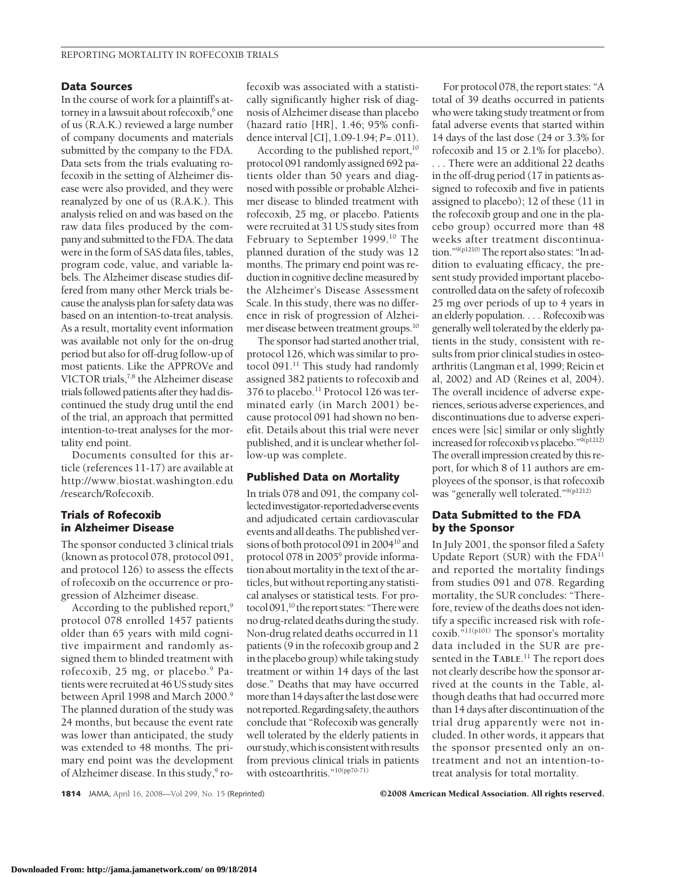## Data Sources

In the course of work for a plaintiff's attorney in a lawsuit about rofecoxib,[6] one of us (R.A.K.) reviewed a large number of company documents and materials submitted by the company to the FDA. Data sets from the trials evaluating rofecoxib in the setting of Alzheimer disease were also provided, and they were reanalyzed by one of us (R.A.K.). This analysis relied on and was based on the raw data files produced by the company and submitted to the FDA. The data were in the form of SAS data files, tables, program code, value, and variable labels. The Alzheimer disease studies differed from many other Merck trials because the analysis plan for safety data was based on an intention-to-treat analysis. As a result, mortality event information was available not only for the on-drug period but also for off-drug follow-up of most patients. Like the APPROVe and VICTOR trials,[7,8] the Alzheimer disease trials followed patients after they had discontinued the study drug until the end of the trial, an approach that permitted intention-to-treat analyses for the mortality end point.

Documents consulted for this article (references 11-17) are available at http://www.biostat.washington.edu/research/Rofecoxib.

## Trials of Rofecoxib in Alzheimer Disease

The sponsor conducted 3 clinical trials (known as protocol 078, protocol 091, and protocol 126) to assess the effects of rofecoxib on the occurrence or progression of Alzheimer disease.

According to the published report,[9] protocol 078 enrolled 1457 patients older than 65 years with mild cognitive impairment and randomly assigned them to blinded treatment with rofecoxib, 25 mg, or placebo.[9] Patients were recruited at 46 US study sites between April 1998 and March 2000.[9] The planned duration of the study was 24 months, but because the event rate was lower than anticipated, the study was extended to 48 months. The primary end point was the development of Alzheimer disease. In this study,[9] rofecoxib was associated with a statistically significantly higher risk of diagnosis of Alzheimer disease than placebo (hazard ratio [HR], 1.46; 95% confidence interval [CI], 1.09-1.94; $P = .011$).

According to the published report,[10] protocol 091 randomly assigned 692 patients older than 50 years and diagnosed with possible or probable Alzheimer disease to blinded treatment with rofecoxib, 25 mg, or placebo. Patients were recruited at 31 US study sites from February to September 1999.[10] The planned duration of the study was 12 months. The primary end point was reduction in cognitive decline measured by the Alzheimer's Disease Assessment Scale. In this study, there was no difference in risk of progression of Alzheimer disease between treatment groups.[10]

The sponsor had started another trial, protocol 126, which was similar to protocol 091.[11] This study had randomly assigned 382 patients to rofecoxib and 376 to placebo.[11] Protocol 126 was terminated early (in March 2001) because protocol 091 had shown no benefit. Details about this trial were never published, and it is unclear whether follow-up was complete.

## Published Data on Mortality

In trials 078 and 091, the company collected investigator-reported adverse events and adjudicated certain cardiovascular events and all deaths. The published versions of both protocol 091 in 2004[10] and protocol 078 in 2005[9] provide information about mortality in the text of the articles, but without reporting any statistical analyses or statistical tests. For protocol 091,[10] the report states: "There were no drug-related deaths during the study. Non-drug related deaths occurred in 11 patients (9 in the rofecoxib group and 2 in the placebo group) while taking study treatment or within 14 days of the last dose." Deaths that may have occurred more than 14 days after the last dose were not reported. Regarding safety, the authors conclude that "Rofecoxib was generally well tolerated by the elderly patients in our study, which is consistent with results from previous clinical trials in patients with osteoarthritis."[10(pp70-71)]

For protocol 078, the report states: "A total of 39 deaths occurred in patients who were taking study treatment or from fatal adverse events that started within 14 days of the last dose (24 or 3.3% for rofecoxib and 15 or 2.1% for placebo). . . . There were an additional 22 deaths in the off-drug period (17 in patients assigned to rofecoxib and five in patients assigned to placebo); 12 of these (11 in the rofecoxib group and one in the placebo group) occurred more than 48 weeks after treatment discontinuation."[9(p1210)] The report also states: "In addition to evaluating efficacy, the present study provided important placebo-controlled data on the safety of rofecoxib 25 mg over periods of up to 4 years in an elderly population. . . . Rofecoxib was generally well tolerated by the elderly patients in the study, consistent with results from prior clinical studies in osteoarthritis (Langman et al, 1999; Reicin et al, 2002) and AD (Reines et al, 2004). The overall incidence of adverse experiences, serious adverse experiences, and discontinuations due to adverse experiences were [sic] similar or only slightly increased for rofecoxib *vs* placebo."[9(p1212)] The overall impression created by this report, for which 8 of 11 authors are employees of the sponsor, is that rofecoxib was "generally well tolerated."[9(p1212)]

## Data Submitted to the FDA by the Sponsor

In July 2001, the sponsor filed a Safety Update Report (SUR) with the FDA[11] and reported the mortality findings from studies 091 and 078. Regarding mortality, the SUR concludes: "Therefore, review of the deaths does not identify a specific increased risk with rofecoxib."[11(p101)] The sponsor's mortality data included in the SUR are presented in the TABLE.[11] The report does not clearly describe how the sponsor arrived at the counts in the Table, although deaths that had occurred more than 14 days after discontinuation of the trial drug apparently were not included. In other words, it appears that the sponsor presented only an on-treatment and not an intention-to-treat analysis for total mortality.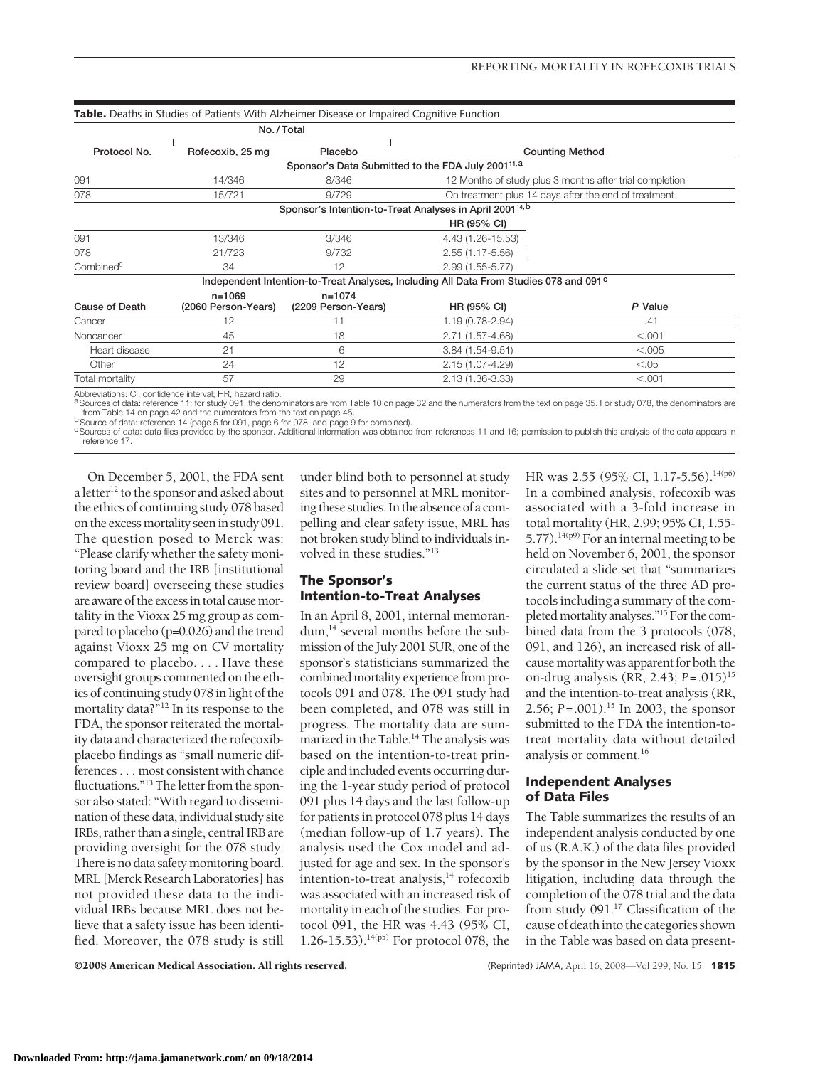**Table.** Deaths in Studies of Patients With Alzheimer Disease or Impaired Cognitive Function

| Protocol No. | No./Total | | Counting Method | |
|---|---|---|---|---|
| | Rofecoxib, 25 mg | Placebo | | |
| **Sponsor's Data Submitted to the FDA July 2001[11,a]** | | | | |
| 091 | 14/346 | 8/346 | 12 Months of study plus 3 months after trial completion | |
| 078 | 15/721 | 9/729 | On treatment plus 14 days after the end of treatment | |
| **Sponsor's Intention-to-Treat Analyses in April 2001[14,b]** | | | | |
| | | | HR (95% CI) | |
| 091 | 13/346 | 3/346 | 4.43 (1.26-15.53) | |
| 078 | 21/723 | 9/732 | 2.55 (1.17-5.56) | |
| Combined[9] | 34 | 12 | 2.99 (1.55-5.77) | |
| **Independent Intention-to-Treat Analyses, Including All Data From Studies 078 and 091[c]** | | | | |
| Cause of Death | n=1069 (2060 Person-Years) | n=1074 (2209 Person-Years) | HR (95% CI) | *P* Value |
| Cancer | 12 | 11 | 1.19 (0.78-2.94) | .41 |
| Noncancer | 45 | 18 | 2.71 (1.57-4.68) | <.001 |
| Heart disease | 21 | 6 | 3.84 (1.54-9.51) | <.005 |
| Other | 24 | 12 | 2.15 (1.07-4.29) | <.05 |
| Total mortality | 57 | 29 | 2.13 (1.36-3.33) | <.001 |

Abbreviations: CI, confidence interval; HR, hazard ratio.
[a]Sources of data: reference 11: for study 091, the denominators are from Table 10 on page 32 and the numerators from the text on page 35. For study 078, the denominators are from Table 14 on page 42 and the numerators from the text on page 45.
[b]Source of data: reference 14 (page 5 for 091, page 6 for 078, and page 9 for combined).
[c]Sources of data: data files provided by the sponsor. Additional information was obtained from references 11 and 16; permission to publish this analysis of the data appears in reference 17.

On December 5, 2001, the FDA sent a letter[12] to the sponsor and asked about the ethics of continuing study 078 based on the excess mortality seen in study 091. The question posed to Merck was: "Please clarify whether the safety monitoring board and the IRB [institutional review board] overseeing these studies are aware of the excess in total cause mortality in the Vioxx 25 mg group as compared to placebo (p=0.026) and the trend against Vioxx 25 mg on CV mortality compared to placebo. . . . Have these oversight groups commented on the ethics of continuing study 078 in light of the mortality data?"[12] In its response to the FDA, the sponsor reiterated the mortality data and characterized the rofecoxib-placebo findings as "small numeric differences . . . most consistent with chance fluctuations."[13] The letter from the sponsor also stated: "With regard to dissemination of these data, individual study site IRBs, rather than a single, central IRB are providing oversight for the 078 study. There is no data safety monitoring board. MRL [Merck Research Laboratories] has not provided these data to the individual IRBs because MRL does not believe that a safety issue has been identified. Moreover, the 078 study is still under blind both to personnel at study sites and to personnel at MRL monitoring these studies. In the absence of a compelling and clear safety issue, MRL has not broken study blind to individuals involved in these studies."[13]

## The Sponsor's Intention-to-Treat Analyses

In an April 8, 2001, internal memorandum,[14] several months before the submission of the July 2001 SUR, one of the sponsor's statisticians summarized the combined mortality experience from protocols 091 and 078. The 091 study had been completed, and 078 was still in progress. The mortality data are summarized in the Table.[14] The analysis was based on the intention-to-treat principle and included events occurring during the 1-year study period of protocol 091 plus 14 days and the last follow-up for patients in protocol 078 plus 14 days (median follow-up of 1.7 years). The analysis used the Cox model and adjusted for age and sex. In the sponsor's intention-to-treat analysis,[14] rofecoxib was associated with an increased risk of mortality in each of the studies. For protocol 091, the HR was 4.43 (95% CI, 1.26-15.53).[14(p5)] For protocol 078, the HR was 2.55 (95% CI, 1.17-5.56).[14(p6)] In a combined analysis, rofecoxib was associated with a 3-fold increase in total mortality (HR, 2.99; 95% CI, 1.55-5.77).[14(p9)] For an internal meeting to be held on November 6, 2001, the sponsor circulated a slide set that "summarizes the current status of the three AD protocols including a summary of the completed mortality analyses."[15] For the combined data from the 3 protocols (078, 091, and 126), an increased risk of all-cause mortality was apparent for both the on-drug analysis (RR, 2.43; *P*=.015)[15] and the intention-to-treat analysis (RR, 2.56; *P*=.001).[15] In 2003, the sponsor submitted to the FDA the intention-to-treat mortality data without detailed analysis or comment.[16]

## Independent Analyses of Data Files

The Table summarizes the results of an independent analysis conducted by one of us (R.A.K.) of the data files provided by the sponsor in the New Jersey Vioxx litigation, including data through the completion of the 078 trial and the data from study 091.[17] Classification of the cause of death into the categories shown in the Table was based on data present-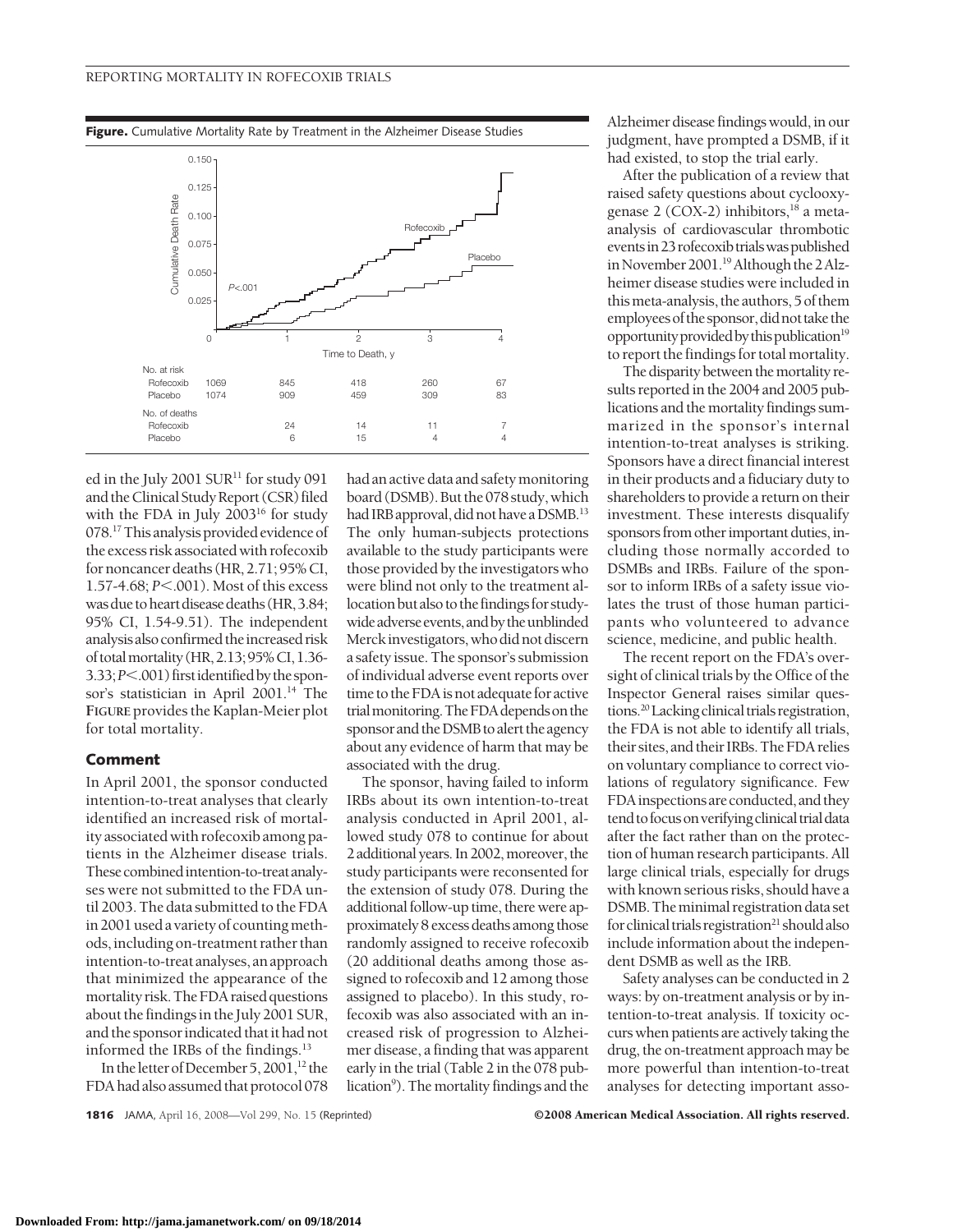**Figure.** Cumulative Mortality Rate by Treatment in the Alzheimer Disease Studies

| | 0 | 1 | 2 | 3 | 4 |
|---|---|---|---|---|---|
| No. at risk | | | | | |
| Rofecoxib | 1069 | 845 | 418 | 260 | 67 |
| Placebo | 1074 | 909 | 459 | 309 | 83 |
| No. of deaths | | | | | |
| Rofecoxib | | 24 | 14 | 11 | 7 |
| Placebo | | 6 | 15 | 4 | 4 |

ed in the July 2001 SUR[11] for study 091 and the Clinical Study Report (CSR) filed with the FDA in July 2003[16] for study 078.[17] This analysis provided evidence of the excess risk associated with rofecoxib for noncancer deaths (HR, 2.71; 95% CI, 1.57-4.68; $P<.001$). Most of this excess was due to heart disease deaths (HR, 3.84; 95% CI, 1.54-9.51). The independent analysis also confirmed the increased risk of total mortality (HR, 2.13; 95% CI, 1.36-3.33; $P<.001$) first identified by the sponsor's statistician in April 2001.[14] The **FIGURE** provides the Kaplan-Meier plot for total mortality.

## Comment

In April 2001, the sponsor conducted intention-to-treat analyses that clearly identified an increased risk of mortality associated with rofecoxib among patients in the Alzheimer disease trials. These combined intention-to-treat analyses were not submitted to the FDA until 2003. The data submitted to the FDA in 2001 used a variety of counting methods, including on-treatment rather than intention-to-treat analyses, an approach that minimized the appearance of the mortality risk. The FDA raised questions about the findings in the July 2001 SUR, and the sponsor indicated that it had not informed the IRBs of the findings.[13]

In the letter of December 5, 2001,[12] the FDA had also assumed that protocol 078 had an active data and safety monitoring board (DSMB). But the 078 study, which had IRB approval, did not have a DSMB.[13] The only human-subjects protections available to the study participants were those provided by the investigators who were blind not only to the treatment allocation but also to the findings for studywide adverse events, and by the unblinded Merck investigators, who did not discern a safety issue. The sponsor's submission of individual adverse event reports over time to the FDA is not adequate for active trial monitoring. The FDA depends on the sponsor and the DSMB to alert the agency about any evidence of harm that may be associated with the drug.

The sponsor, having failed to inform IRBs about its own intention-to-treat analysis conducted in April 2001, allowed study 078 to continue for about 2 additional years. In 2002, moreover, the study participants were reconsented for the extension of study 078. During the additional follow-up time, there were approximately 8 excess deaths among those randomly assigned to receive rofecoxib (20 additional deaths among those assigned to rofecoxib and 12 among those assigned to placebo). In this study, rofecoxib was also associated with an increased risk of progression to Alzheimer disease, a finding that was apparent early in the trial (Table 2 in the 078 publication[9]). The mortality findings and the Alzheimer disease findings would, in our judgment, have prompted a DSMB, if it had existed, to stop the trial early.

After the publication of a review that raised safety questions about cyclooxygenase 2 (COX-2) inhibitors,[18] a meta-analysis of cardiovascular thrombotic events in 23 rofecoxib trials was published in November 2001.[19] Although the 2 Alzheimer disease studies were included in this meta-analysis, the authors, 5 of them employees of the sponsor, did not take the opportunity provided by this publication[19] to report the findings for total mortality.

The disparity between the mortality results reported in the 2004 and 2005 publications and the mortality findings summarized in the sponsor's internal intention-to-treat analyses is striking. Sponsors have a direct financial interest in their products and a fiduciary duty to shareholders to provide a return on their investment. These interests disqualify sponsors from other important duties, including those normally accorded to DSMBs and IRBs. Failure of the sponsor to inform IRBs of a safety issue violates the trust of those human participants who volunteered to advance science, medicine, and public health.

The recent report on the FDA's oversight of clinical trials by the Office of the Inspector General raises similar questions.[20] Lacking clinical trials registration, the FDA is not able to identify all trials, their sites, and their IRBs. The FDA relies on voluntary compliance to correct violations of regulatory significance. Few FDA inspections are conducted, and they tend to focus on verifying clinical trial data after the fact rather than on the protection of human research participants. All large clinical trials, especially for drugs with known serious risks, should have a DSMB. The minimal registration data set for clinical trials registration[21] should also include information about the independent DSMB as well as the IRB.

Safety analyses can be conducted in 2 ways: by on-treatment analysis or by intention-to-treat analysis. If toxicity occurs when patients are actively taking the drug, the on-treatment approach may be more powerful than intention-to-treat analyses for detecting important asso-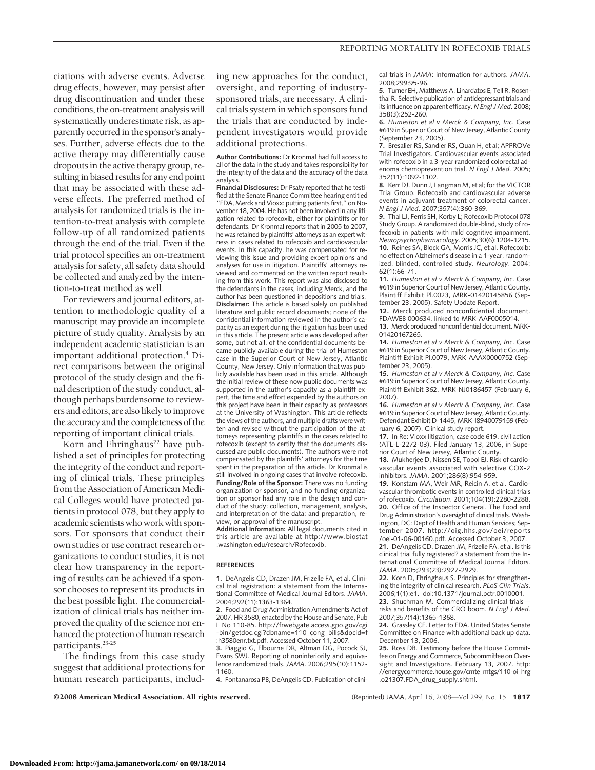ciations with adverse events. Adverse drug effects, however, may persist after drug discontinuation and under these conditions, the on-treatment analysis will systematically underestimate risk, as apparently occurred in the sponsor's analyses. Further, adverse effects due to the active therapy may differentially cause dropouts in the active therapy group, resulting in biased results for any end point that may be associated with these adverse effects. The preferred method of analysis for randomized trials is the intention-to-treat analysis with complete follow-up of all randomized patients through the end of the trial. Even if the trial protocol specifies an on-treatment analysis for safety, all safety data should be collected and analyzed by the intention-to-treat method as well.

For reviewers and journal editors, attention to methodologic quality of a manuscript may provide an incomplete picture of study quality. Analysis by an independent academic statistician is an important additional protection.[4] Direct comparisons between the original protocol of the study design and the final description of the study conduct, although perhaps burdensome to reviewers and editors, are also likely to improve the accuracy and the completeness of the reporting of important clinical trials.

Korn and Ehringhaus[22] have published a set of principles for protecting the integrity of the conduct and reporting of clinical trials. These principles from the Association of American Medical Colleges would have protected patients in protocol 078, but they apply to academic scientists who work with sponsors. For sponsors that conduct their own studies or use contract research organizations to conduct studies, it is not clear how transparency in the reporting of results can be achieved if a sponsor chooses to represent its products in the best possible light. The commercialization of clinical trials has neither improved the quality of the science nor enhanced the protection of human research participants.[23-25]

The findings from this case study suggest that additional protections for human research participants, including new approaches for the conduct, oversight, and reporting of industry-sponsored trials, are necessary. A clinical trials system in which sponsors fund the trials that are conducted by independent investigators would provide additional protections.

**Author Contributions:** Dr Kronmal had full access to all of the data in the study and takes responsibility for the integrity of the data and the accuracy of the data analysis.

**Financial Disclosures:** Dr Psaty reported that he testified at the Senate Finance Committee hearing entitled "FDA, Merck and Vioxx: putting patients first," on November 18, 2004. He has not been involved in any litigation related to rofecoxib, either for plaintiffs or for defendants. Dr Kronmal reports that in 2005 to 2007, he was retained by plaintiffs' attorneys as an expert witness in cases related to rofecoxib and cardiovascular events. In this capacity, he was compensated for reviewing this issue and providing expert opinions and analyses for use in litigation. Plaintiffs' attorneys reviewed and commented on the written report resulting from this work. This report was also disclosed to the defendants in the cases, including Merck, and the author has been questioned in depositions and trials.

**Disclaimer:** This article is based solely on published literature and public record documents; none of the confidential information reviewed in the author's capacity as an expert during the litigation has been used in this article. The present article was developed after some, but not all, of the confidential documents became publicly available during the trial of Humeston case in the Superior Court of New Jersey, Atlantic County, New Jersey. Only information that was publicly available has been used in this article. Although the initial review of these now public documents was supported in the author's capacity as a plaintiff expert, the time and effort expended by the authors on this project have been in their capacity as professors at the University of Washington. This article reflects the views of the authors, and multiple drafts were written and revised without the participation of the attorneys representing plaintiffs in the cases related to rofecoxib (except to certify that the documents discussed are public documents). The authors were not compensated by the plaintiffs' attorneys for the time spent in the preparation of this article. Dr Kronmal is still involved in ongoing cases that involve rofecoxib.

**Funding/Role of the Sponsor:** There was no funding organization or sponsor, and no funding organization or sponsor had any role in the design and conduct of the study; collection, management, analysis, and interpretation of the data; and preparation, review, or approval of the manuscript.

**Additional Information:** All legal documents cited in this article are available at http://www.biostat.washington.edu/research/Rofecoxib.

## REFERENCES

1. DeAngelis CD, Drazen JM, Frizelle FA, et al. Clinical trial registration: a statement from the International Committee of Medical Journal Editors. *JAMA*. 2004;292(11):1363-1364.
2. Food and Drug Administration Amendments Act of 2007. HR 3580, enacted by the House and Senate, Pub L No 110-85. http://frwebgate.access.gpo.gov/cgi-bin/getdoc.cgi?dbname=110_cong_bills&docid=f:h3580enr.txt.pdf. Accessed October 11, 2007.
3. Piaggio G, Elbourne DR, Altman DG, Pocock SJ, Evans SWJ. Reporting of noninferiority and equivalence randomized trials. *JAMA*. 2006;295(10):1152-1160.
4. Fontanarosa PB, DeAngelis CD. Publication of clinical trials in *JAMA*: information for authors. *JAMA*. 2008;299:95-96.
5. Turner EH, Matthews A, Linardatos E, Tell R, Rosenthal R. Selective publication of antidepressant trials and its influence on apparent efficacy. *N Engl J Med*. 2008;358(3):252-260.
6. *Humeston et al v Merck & Company, Inc*. Case #619 in Superior Court of New Jersey, Atlantic County (September 23, 2005).
7. Bresalier RS, Sandler RS, Quan H, et al; APPROVe Trial Investigators. Cardiovascular events associated with rofecoxib in a 3-year randomized colorectal adenoma chemoprevention trial. *N Engl J Med*. 2005;352(11):1092-1102.
8. Kerr DJ, Dunn J, Langman M, et al; for the VICTOR Trial Group. Rofecoxib and cardiovascular adverse events in adjuvant treatment of colorectal cancer. *N Engl J Med*. 2007;357(4):360-369.
9. Thal LJ, Ferris SH, Korby L; Rofecoxib Protocol 078 Study Group. A randomized double-blind, study of rofecoxib in patients with mild cognitive impairment. *Neuropsychopharmacology*. 2005;30(6):1204-1215.
10. Reines SA, Block GA, Morris JC, et al. Rofecoxib: no effect on Alzheimer's disease in a 1-year, randomized, blinded, controlled study. *Neurology*. 2004;62(1):66-71.
11. *Humeston et al v Merck & Company, Inc*. Case #619 in Superior Court of New Jersey, Atlantic County. Plaintiff Exhibit Pl.0023, MRK-01420145856 (September 23, 2005). Safety Update Report.
12. Merck produced nonconfidential document. FDAWEB 000634, linked to MRK-AAF0005014.
13. Merck produced nonconfidential document. MRK-01420167265.
14. *Humeston et al v Merck & Company, Inc*. Case #619 in Superior Court of New Jersey, Atlantic County. Plaintiff Exhibit Pl.0079, MRK-AAAX0000752 (September 23, 2005).
15. *Humeston et al v Merck & Company, Inc*. Case #619 in Superior Court of New Jersey, Atlantic County. Plaintiff Exhibit 362, MRK-NJ0186457 (February 6, 2007).
16. *Humeston et al v Merck & Company, Inc*. Case #619 in Superior Court of New Jersey, Atlantic County. Defendant Exhibit D-1445, MRK-I8940079159 (February 6, 2007). Clinical study report.
17. In Re: Vioxx litigation, case code 619, civil action (ATL-L-2272-03). Filed January 13, 2006, in Superior Court of New Jersey, Atlantic County.
18. Mukherjee D, Nissen SE, Topol EJ. Risk of cardiovascular events associated with selective COX-2 inhibitors. *JAMA*. 2001;286(8):954-959.
19. Konstam MA, Weir MR, Reicin A, et al. Cardiovascular thrombotic events in controlled clinical trials of rofecoxib. *Circulation*. 2001;104(19):2280-2288.
20. Office of the Inspector General. The Food and Drug Administration's oversight of clinical trials. Washington, DC: Dept of Health and Human Services; September 2007. http://oig.hhs.gov/oei/reports/oei-01-06-00160.pdf. Accessed October 3, 2007.
21. DeAngelis CD, Drazen JM, Frizelle FA, et al. Is this clinical trial fully registered? a statement from the International Committee of Medical Journal Editors. *JAMA*. 2005;293(23):2927-2929.
22. Korn D, Ehringhaus S. Principles for strengthening the integrity of clinical research. *PLoS Clin Trials*. 2006;1(1):e1. doi:10.1371/journal.pctr.0010001.
23. Shuchman M. Commercializing clinical trials—risks and benefits of the CRO boom. *N Engl J Med*. 2007;357(14):1365-1368.
24. Grassley CE. Letter to FDA. United States Senate Committee on Finance with additional back up data. December 13, 2006.
25. Ross DB. Testimony before the House Committee on Energy and Commerce, Subcommittee on Oversight and Investigations. February 13, 2007. http://energycommerce.house.gov/cmte_mtgs/110-oi_hrg.o21307.FDA_drug_supply.shtml.